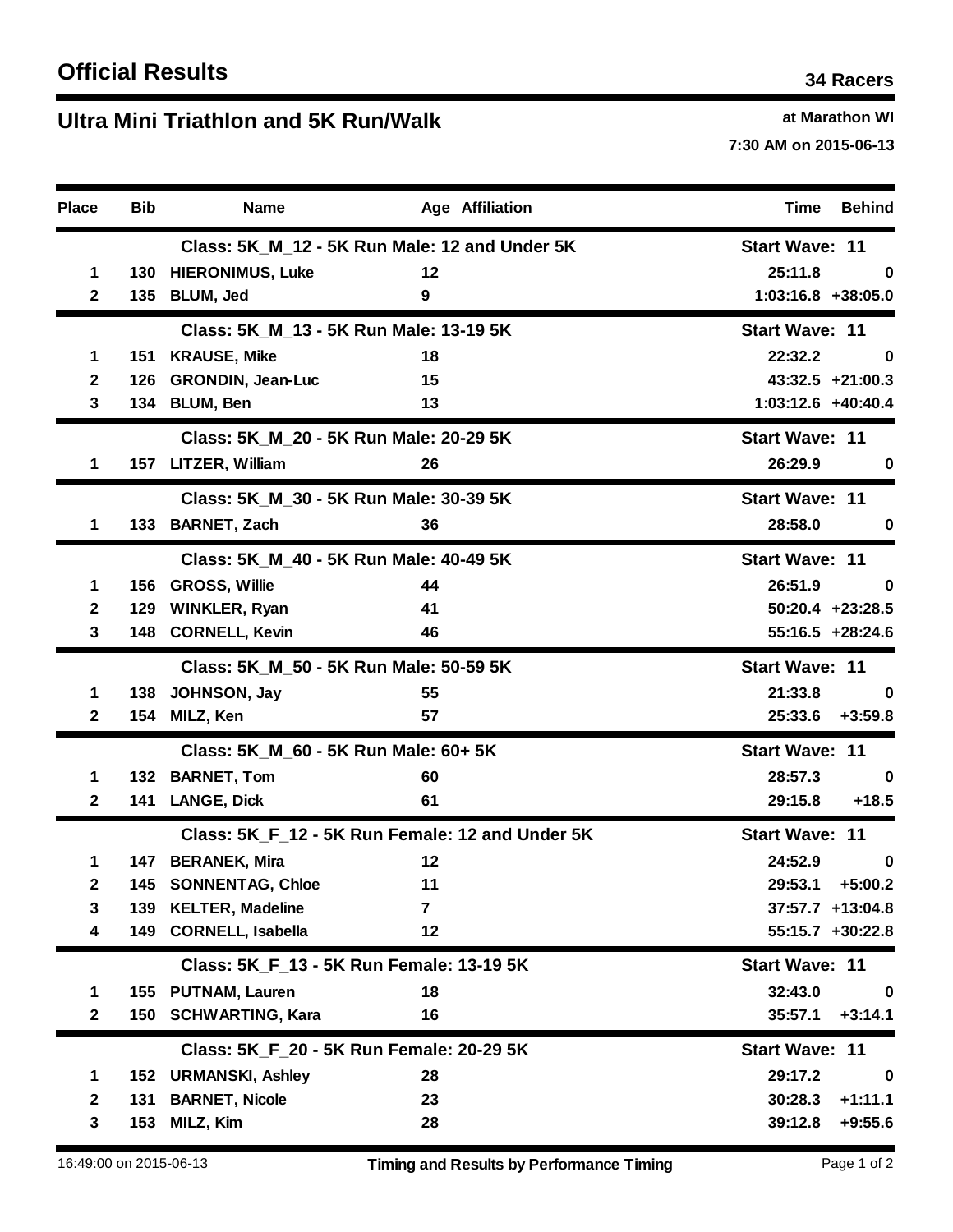# Official Results

**34 Racers**

## Ultra Mini Triathlon and 5K Run/Walk

**at Marathon WI**

**7:30 AM on 2015-06-13**

| Place | Bib | Name | Age | Affiliation | Time | Behind |
|---|---|---|---|---|---|---|
| | | **Class: 5K_M_12 - 5K Run Male: 12 and Under 5K** | | | **Start Wave: 11** | |
| 1 | 130 | HIERONIMUS, Luke | 12 | | 25:11.8 | 0 |
| 2 | 135 | BLUM, Jed | 9 | | 1:03:16.8 | +38:05.0 |
| | | **Class: 5K_M_13 - 5K Run Male: 13-19 5K** | | | **Start Wave: 11** | |
| 1 | 151 | KRAUSE, Mike | 18 | | 22:32.2 | 0 |
| 2 | 126 | GRONDIN, Jean-Luc | 15 | | 43:32.5 | +21:00.3 |
| 3 | 134 | BLUM, Ben | 13 | | 1:03:12.6 | +40:40.4 |
| | | **Class: 5K_M_20 - 5K Run Male: 20-29 5K** | | | **Start Wave: 11** | |
| 1 | 157 | LITZER, William | 26 | | 26:29.9 | 0 |
| | | **Class: 5K_M_30 - 5K Run Male: 30-39 5K** | | | **Start Wave: 11** | |
| 1 | 133 | BARNET, Zach | 36 | | 28:58.0 | 0 |
| | | **Class: 5K_M_40 - 5K Run Male: 40-49 5K** | | | **Start Wave: 11** | |
| 1 | 156 | GROSS, Willie | 44 | | 26:51.9 | 0 |
| 2 | 129 | WINKLER, Ryan | 41 | | 50:20.4 | +23:28.5 |
| 3 | 148 | CORNELL, Kevin | 46 | | 55:16.5 | +28:24.6 |
| | | **Class: 5K_M_50 - 5K Run Male: 50-59 5K** | | | **Start Wave: 11** | |
| 1 | 138 | JOHNSON, Jay | 55 | | 21:33.8 | 0 |
| 2 | 154 | MILZ, Ken | 57 | | 25:33.6 | +3:59.8 |
| | | **Class: 5K_M_60 - 5K Run Male: 60+ 5K** | | | **Start Wave: 11** | |
| 1 | 132 | BARNET, Tom | 60 | | 28:57.3 | 0 |
| 2 | 141 | LANGE, Dick | 61 | | 29:15.8 | +18.5 |
| | | **Class: 5K_F_12 - 5K Run Female: 12 and Under 5K** | | | **Start Wave: 11** | |
| 1 | 147 | BERANEK, Mira | 12 | | 24:52.9 | 0 |
| 2 | 145 | SONNENTAG, Chloe | 11 | | 29:53.1 | +5:00.2 |
| 3 | 139 | KELTER, Madeline | 7 | | 37:57.7 | +13:04.8 |
| 4 | 149 | CORNELL, Isabella | 12 | | 55:15.7 | +30:22.8 |
| | | **Class: 5K_F_13 - 5K Run Female: 13-19 5K** | | | **Start Wave: 11** | |
| 1 | 155 | PUTNAM, Lauren | 18 | | 32:43.0 | 0 |
| 2 | 150 | SCHWARTING, Kara | 16 | | 35:57.1 | +3:14.1 |
| | | **Class: 5K_F_20 - 5K Run Female: 20-29 5K** | | | **Start Wave: 11** | |
| 1 | 152 | URMANSKI, Ashley | 28 | | 29:17.2 | 0 |
| 2 | 131 | BARNET, Nicole | 23 | | 30:28.3 | +1:11.1 |
| 3 | 153 | MILZ, Kim | 28 | | 39:12.8 | +9:55.6 |

16:49:00 on 2015-06-13 — **Timing and Results by Performance Timing**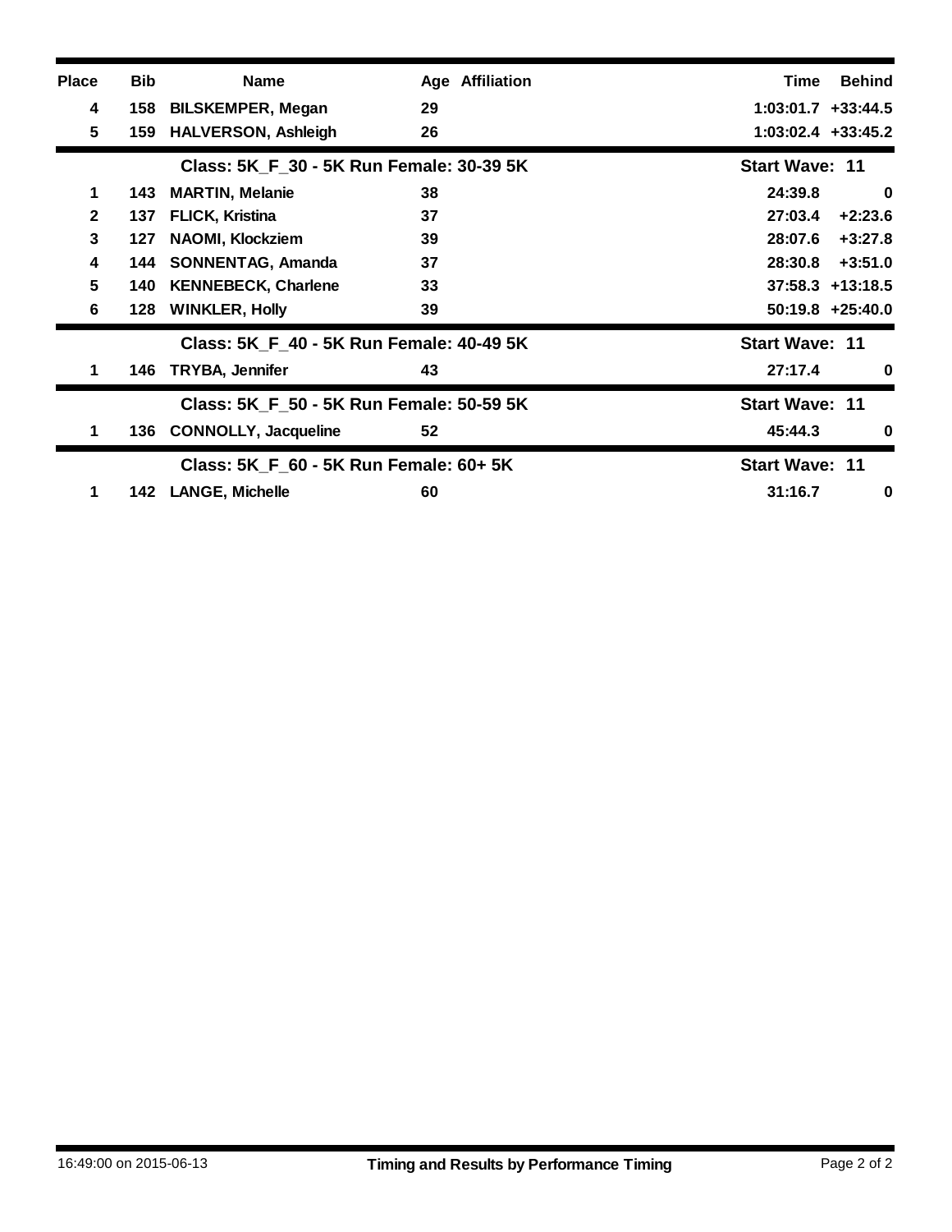| Place | Bib | Name | Age | Affiliation | Time | Behind |
|---|---|---|---|---|---|---|
| 4 | 158 | BILSKEMPER, Megan | 29 | | 1:03:01.7 | +33:44.5 |
| 5 | 159 | HALVERSON, Ashleigh | 26 | | 1:03:02.4 | +33:45.2 |

**Class: 5K_F_30 - 5K Run Female: 30-39 5K** — **Start Wave: 11**

| Place | Bib | Name | Age | Affiliation | Time | Behind |
|---|---|---|---|---|---|---|
| 1 | 143 | MARTIN, Melanie | 38 | | 24:39.8 | 0 |
| 2 | 137 | FLICK, Kristina | 37 | | 27:03.4 | +2:23.6 |
| 3 | 127 | NAOMI, Klockziem | 39 | | 28:07.6 | +3:27.8 |
| 4 | 144 | SONNENTAG, Amanda | 37 | | 28:30.8 | +3:51.0 |
| 5 | 140 | KENNEBECK, Charlene | 33 | | 37:58.3 | +13:18.5 |
| 6 | 128 | WINKLER, Holly | 39 | | 50:19.8 | +25:40.0 |

**Class: 5K_F_40 - 5K Run Female: 40-49 5K** — **Start Wave: 11**

| Place | Bib | Name | Age | Affiliation | Time | Behind |
|---|---|---|---|---|---|---|
| 1 | 146 | TRYBA, Jennifer | 43 | | 27:17.4 | 0 |

**Class: 5K_F_50 - 5K Run Female: 50-59 5K** — **Start Wave: 11**

| Place | Bib | Name | Age | Affiliation | Time | Behind |
|---|---|---|---|---|---|---|
| 1 | 136 | CONNOLLY, Jacqueline | 52 | | 45:44.3 | 0 |

**Class: 5K_F_60 - 5K Run Female: 60+ 5K** — **Start Wave: 11**

| Place | Bib | Name | Age | Affiliation | Time | Behind |
|---|---|---|---|---|---|---|
| 1 | 142 | LANGE, Michelle | 60 | | 31:16.7 | 0 |

16:49:00 on 2015-06-13 **Timing and Results by Performance Timing**